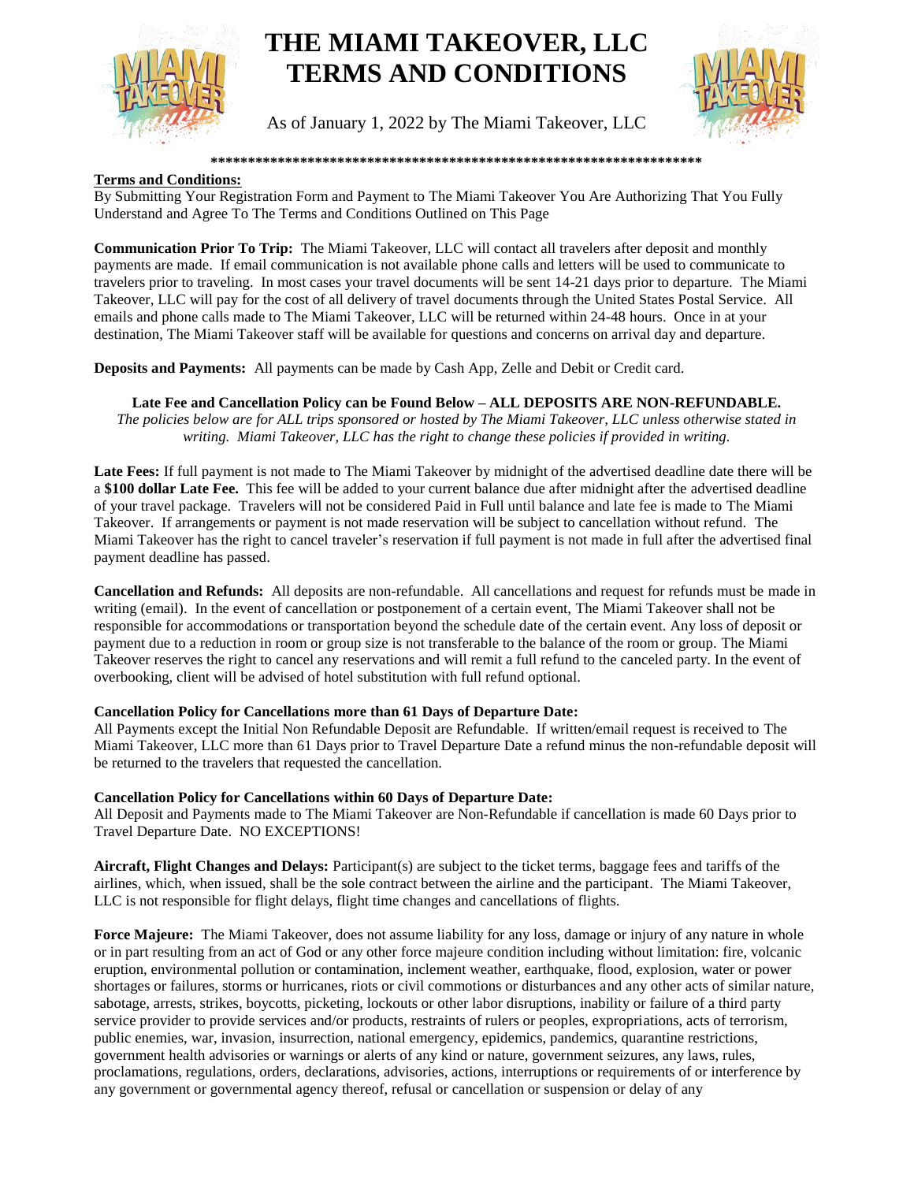# THE MIAMI TAKEOVER, LLC
# TERMS AND CONDITIONS

As of January 1, 2022 by The Miami Takeover, LLC

*******************************************************************

**Terms and Conditions:**

By Submitting Your Registration Form and Payment to The Miami Takeover You Are Authorizing That You Fully Understand and Agree To The Terms and Conditions Outlined on This Page

**Communication Prior To Trip:** The Miami Takeover, LLC will contact all travelers after deposit and monthly payments are made. If email communication is not available phone calls and letters will be used to communicate to travelers prior to traveling. In most cases your travel documents will be sent 14-21 days prior to departure. The Miami Takeover, LLC will pay for the cost of all delivery of travel documents through the United States Postal Service. All emails and phone calls made to The Miami Takeover, LLC will be returned within 24-48 hours. Once in at your destination, The Miami Takeover staff will be available for questions and concerns on arrival day and departure.

**Deposits and Payments:** All payments can be made by Cash App, Zelle and Debit or Credit card.

**Late Fee and Cancellation Policy can be Found Below – ALL DEPOSITS ARE NON-REFUNDABLE.**

*The policies below are for ALL trips sponsored or hosted by The Miami Takeover, LLC unless otherwise stated in writing. Miami Takeover, LLC has the right to change these policies if provided in writing.*

**Late Fees:** If full payment is not made to The Miami Takeover by midnight of the advertised deadline date there will be a **$100 dollar Late Fee.** This fee will be added to your current balance due after midnight after the advertised deadline of your travel package. Travelers will not be considered Paid in Full until balance and late fee is made to The Miami Takeover. If arrangements or payment is not made reservation will be subject to cancellation without refund. The Miami Takeover has the right to cancel traveler's reservation if full payment is not made in full after the advertised final payment deadline has passed.

**Cancellation and Refunds:** All deposits are non-refundable. All cancellations and request for refunds must be made in writing (email). In the event of cancellation or postponement of a certain event, The Miami Takeover shall not be responsible for accommodations or transportation beyond the schedule date of the certain event. Any loss of deposit or payment due to a reduction in room or group size is not transferable to the balance of the room or group. The Miami Takeover reserves the right to cancel any reservations and will remit a full refund to the canceled party. In the event of overbooking, client will be advised of hotel substitution with full refund optional.

**Cancellation Policy for Cancellations more than 61 Days of Departure Date:**

All Payments except the Initial Non Refundable Deposit are Refundable. If written/email request is received to The Miami Takeover, LLC more than 61 Days prior to Travel Departure Date a refund minus the non-refundable deposit will be returned to the travelers that requested the cancellation.

**Cancellation Policy for Cancellations within 60 Days of Departure Date:**

All Deposit and Payments made to The Miami Takeover are Non-Refundable if cancellation is made 60 Days prior to Travel Departure Date. NO EXCEPTIONS!

**Aircraft, Flight Changes and Delays:** Participant(s) are subject to the ticket terms, baggage fees and tariffs of the airlines, which, when issued, shall be the sole contract between the airline and the participant. The Miami Takeover, LLC is not responsible for flight delays, flight time changes and cancellations of flights.

**Force Majeure:** The Miami Takeover, does not assume liability for any loss, damage or injury of any nature in whole or in part resulting from an act of God or any other force majeure condition including without limitation: fire, volcanic eruption, environmental pollution or contamination, inclement weather, earthquake, flood, explosion, water or power shortages or failures, storms or hurricanes, riots or civil commotions or disturbances and any other acts of similar nature, sabotage, arrests, strikes, boycotts, picketing, lockouts or other labor disruptions, inability or failure of a third party service provider to provide services and/or products, restraints of rulers or peoples, expropriations, acts of terrorism, public enemies, war, invasion, insurrection, national emergency, epidemics, pandemics, quarantine restrictions, government health advisories or warnings or alerts of any kind or nature, government seizures, any laws, rules, proclamations, regulations, orders, declarations, advisories, actions, interruptions or requirements of or interference by any government or governmental agency thereof, refusal or cancellation or suspension or delay of any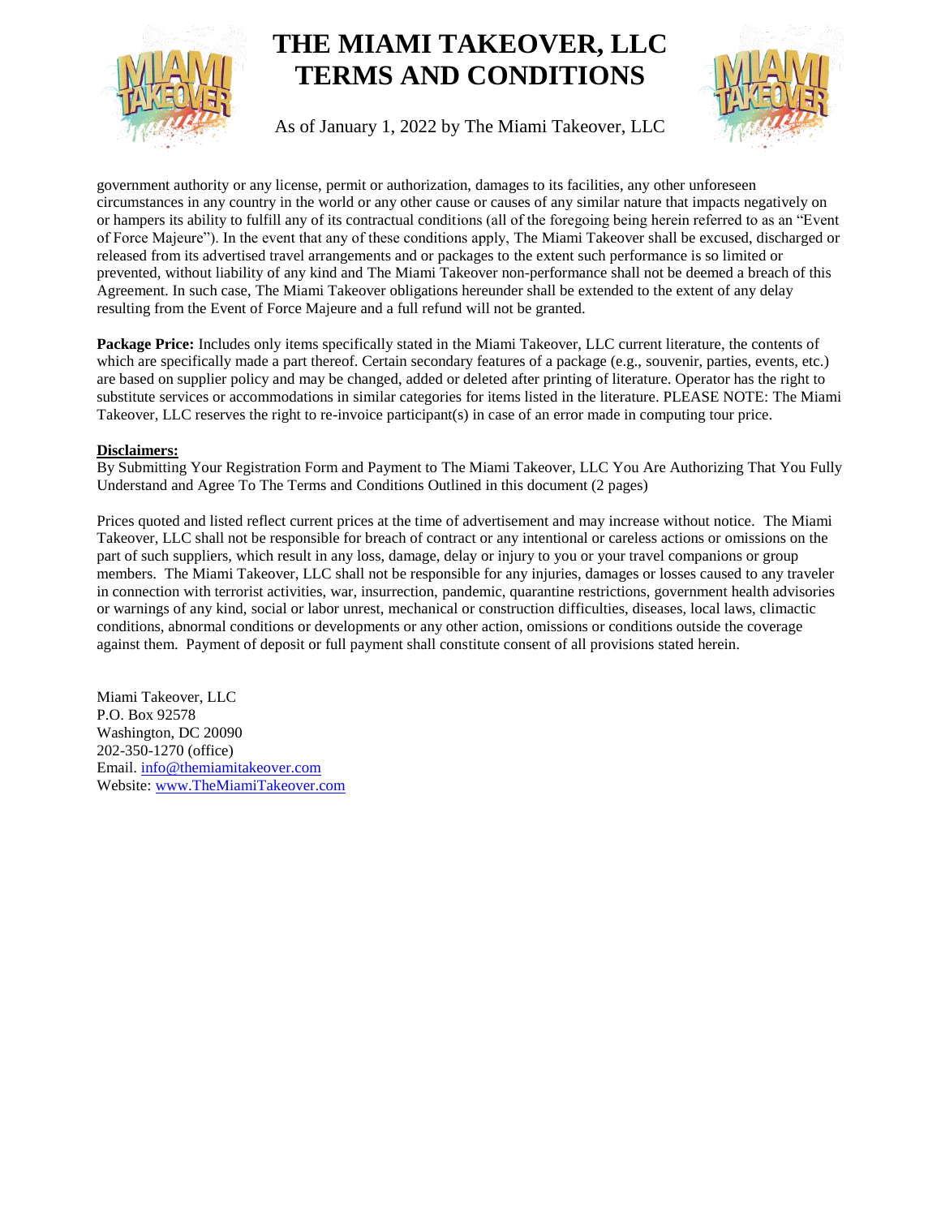government authority or any license, permit or authorization, damages to its facilities, any other unforeseen circumstances in any country in the world or any other cause or causes of any similar nature that impacts negatively on or hampers its ability to fulfill any of its contractual conditions (all of the foregoing being herein referred to as an "Event of Force Majeure"). In the event that any of these conditions apply, The Miami Takeover shall be excused, discharged or released from its advertised travel arrangements and or packages to the extent such performance is so limited or prevented, without liability of any kind and The Miami Takeover non-performance shall not be deemed a breach of this Agreement. In such case, The Miami Takeover obligations hereunder shall be extended to the extent of any delay resulting from the Event of Force Majeure and a full refund will not be granted.

**Package Price:** Includes only items specifically stated in the Miami Takeover, LLC current literature, the contents of which are specifically made a part thereof. Certain secondary features of a package (e.g., souvenir, parties, events, etc.) are based on supplier policy and may be changed, added or deleted after printing of literature. Operator has the right to substitute services or accommodations in similar categories for items listed in the literature. PLEASE NOTE: The Miami Takeover, LLC reserves the right to re-invoice participant(s) in case of an error made in computing tour price.

**Disclaimers:**

By Submitting Your Registration Form and Payment to The Miami Takeover, LLC You Are Authorizing That You Fully Understand and Agree To The Terms and Conditions Outlined in this document (2 pages)

Prices quoted and listed reflect current prices at the time of advertisement and may increase without notice. The Miami Takeover, LLC shall not be responsible for breach of contract or any intentional or careless actions or omissions on the part of such suppliers, which result in any loss, damage, delay or injury to you or your travel companions or group members. The Miami Takeover, LLC shall not be responsible for any injuries, damages or losses caused to any traveler in connection with terrorist activities, war, insurrection, pandemic, quarantine restrictions, government health advisories or warnings of any kind, social or labor unrest, mechanical or construction difficulties, diseases, local laws, climactic conditions, abnormal conditions or developments or any other action, omissions or conditions outside the coverage against them. Payment of deposit or full payment shall constitute consent of all provisions stated herein.

Miami Takeover, LLC
P.O. Box 92578
Washington, DC 20090
202-350-1270 (office)
Email. info@themiamitakeover.com
Website: www.TheMiamiTakeover.com